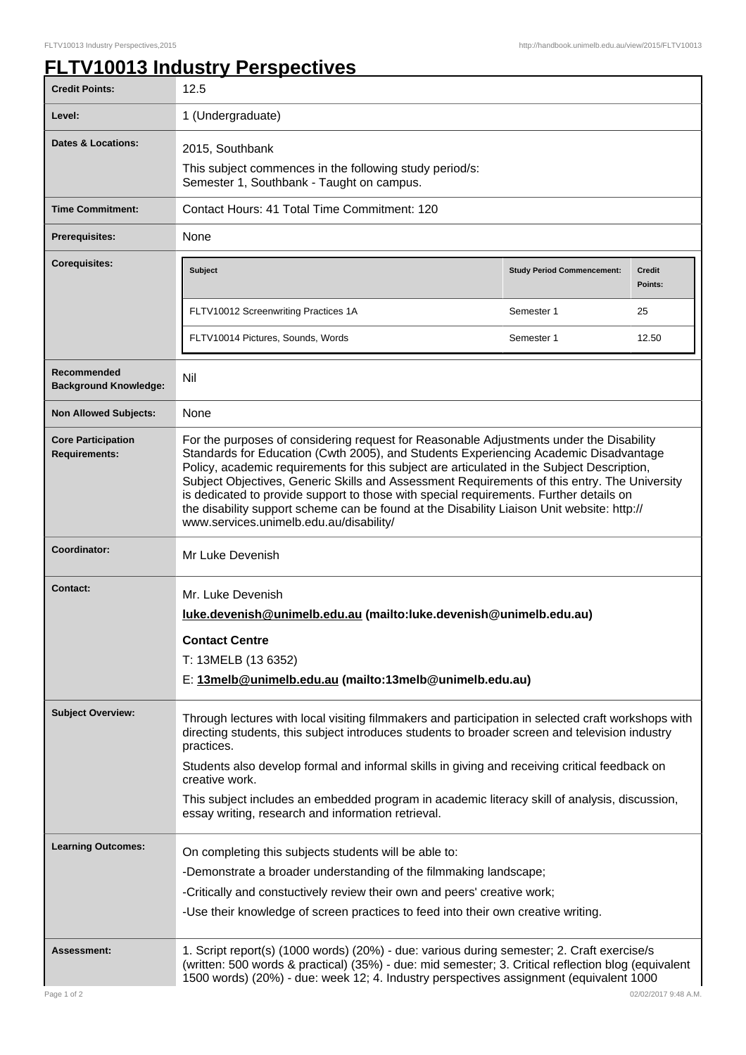# FLTV10013 Industry Perspectives

| | |
|---|---|
| **Credit Points:** | 12.5 |
| **Level:** | 1 (Undergraduate) |
| **Dates & Locations:** | 2015, Southbank<br>This subject commences in the following study period/s:<br>Semester 1, Southbank - Taught on campus. |
| **Time Commitment:** | Contact Hours: 41 Total Time Commitment: 120 |
| **Prerequisites:** | None |
| **Corequisites:** | **Subject** / **Study Period Commencement:** / **Credit Points:**<br>FLTV10012 Screenwriting Practices 1A / Semester 1 / 25<br>FLTV10014 Pictures, Sounds, Words / Semester 1 / 12.50 |
| **Recommended Background Knowledge:** | Nil |
| **Non Allowed Subjects:** | None |
| **Core Participation Requirements:** | For the purposes of considering request for Reasonable Adjustments under the Disability Standards for Education (Cwth 2005), and Students Experiencing Academic Disadvantage Policy, academic requirements for this subject are articulated in the Subject Description, Subject Objectives, Generic Skills and Assessment Requirements of this entry. The University is dedicated to provide support to those with special requirements. Further details on the disability support scheme can be found at the Disability Liaison Unit website: http://www.services.unimelb.edu.au/disability/ |
| **Coordinator:** | Mr Luke Devenish |
| **Contact:** | Mr. Luke Devenish<br>**luke.devenish@unimelb.edu.au (mailto:luke.devenish@unimelb.edu.au)**<br>**Contact Centre**<br>T: 13MELB (13 6352)<br>E: **13melb@unimelb.edu.au (mailto:13melb@unimelb.edu.au)** |
| **Subject Overview:** | Through lectures with local visiting filmmakers and participation in selected craft workshops with directing students, this subject introduces students to broader screen and television industry practices.<br>Students also develop formal and informal skills in giving and receiving critical feedback on creative work.<br>This subject includes an embedded program in academic literacy skill of analysis, discussion, essay writing, research and information retrieval. |
| **Learning Outcomes:** | On completing this subjects students will be able to:<br>-Demonstrate a broader understanding of the filmmaking landscape;<br>-Critically and constuctively review their own and peers' creative work;<br>-Use their knowledge of screen practices to feed into their own creative writing. |
| **Assessment:** | 1. Script report(s) (1000 words) (20%) - due: various during semester; 2. Craft exercise/s (written: 500 words & practical) (35%) - due: mid semester; 3. Critical reflection blog (equivalent 1500 words) (20%) - due: week 12; 4. Industry perspectives assignment (equivalent 1000 |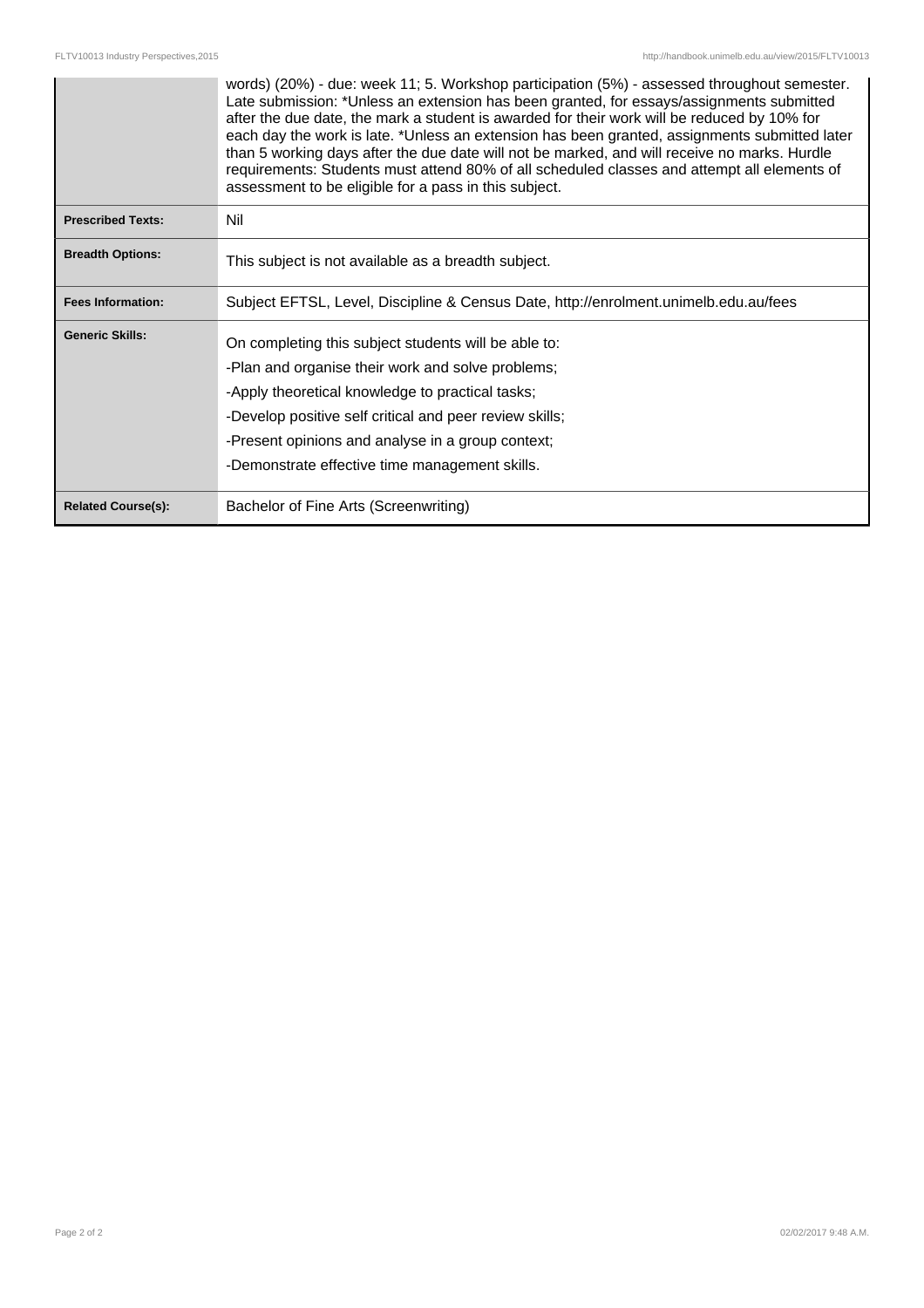| | |
|---|---|
| | words) (20%) - due: week 11; 5. Workshop participation (5%) - assessed throughout semester. Late submission: *Unless an extension has been granted, for essays/assignments submitted after the due date, the mark a student is awarded for their work will be reduced by 10% for each day the work is late. *Unless an extension has been granted, assignments submitted later than 5 working days after the due date will not be marked, and will receive no marks. Hurdle requirements: Students must attend 80% of all scheduled classes and attempt all elements of assessment to be eligible for a pass in this subject. |
| **Prescribed Texts:** | Nil |
| **Breadth Options:** | This subject is not available as a breadth subject. |
| **Fees Information:** | Subject EFTSL, Level, Discipline & Census Date, http://enrolment.unimelb.edu.au/fees |
| **Generic Skills:** | On completing this subject students will be able to:<br>-Plan and organise their work and solve problems;<br>-Apply theoretical knowledge to practical tasks;<br>-Develop positive self critical and peer review skills;<br>-Present opinions and analyse in a group context;<br>-Demonstrate effective time management skills. |
| **Related Course(s):** | Bachelor of Fine Arts (Screenwriting) |